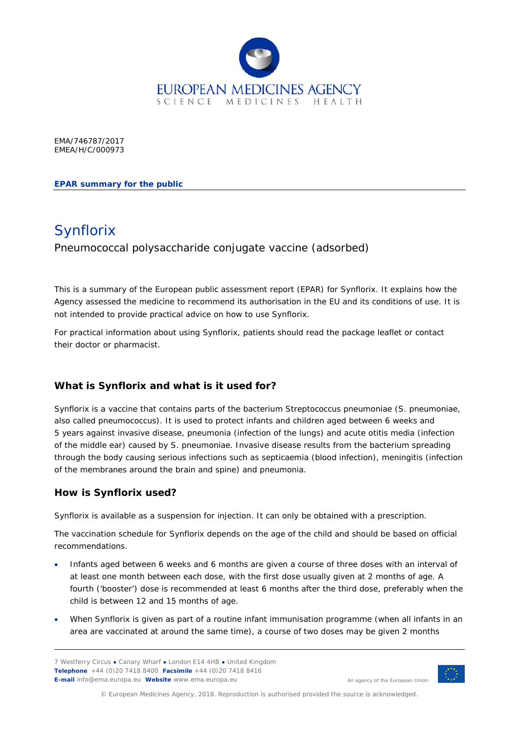EMA/746787/2017
EMEA/H/C/000973

**EPAR summary for the public**

# Synflorix

Pneumococcal polysaccharide conjugate vaccine (adsorbed)

This is a summary of the European public assessment report (EPAR) for Synflorix. It explains how the Agency assessed the medicine to recommend its authorisation in the EU and its conditions of use. It is not intended to provide practical advice on how to use Synflorix.

For practical information about using Synflorix, patients should read the package leaflet or contact their doctor or pharmacist.

## What is Synflorix and what is it used for?

Synflorix is a vaccine that contains parts of the bacterium Streptococcus pneumoniae (S. pneumoniae, also called pneumococcus). It is used to protect infants and children aged between 6 weeks and 5 years against invasive disease, pneumonia (infection of the lungs) and acute otitis media (infection of the middle ear) caused by S. pneumoniae. Invasive disease results from the bacterium spreading through the body causing serious infections such as septicaemia (blood infection), meningitis (infection of the membranes around the brain and spine) and pneumonia.

## How is Synflorix used?

Synflorix is available as a suspension for injection. It can only be obtained with a prescription.

The vaccination schedule for Synflorix depends on the age of the child and should be based on official recommendations.

- Infants aged between 6 weeks and 6 months are given a course of three doses with an interval of at least one month between each dose, with the first dose usually given at 2 months of age. A fourth ('booster') dose is recommended at least 6 months after the third dose, preferably when the child is between 12 and 15 months of age.
- When Synflorix is given as part of a routine infant immunisation programme (when all infants in an area are vaccinated at around the same time), a course of two doses may be given 2 months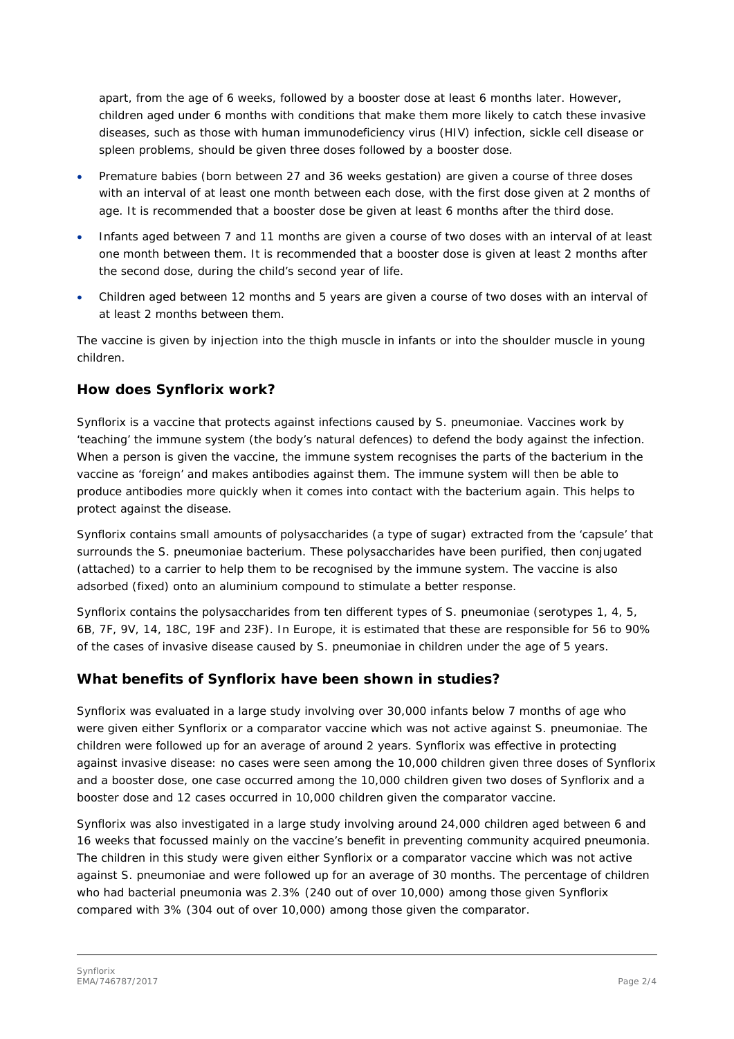apart, from the age of 6 weeks, followed by a booster dose at least 6 months later. However, children aged under 6 months with conditions that make them more likely to catch these invasive diseases, such as those with human immunodeficiency virus (HIV) infection, sickle cell disease or spleen problems, should be given three doses followed by a booster dose.

- Premature babies (born between 27 and 36 weeks gestation) are given a course of three doses with an interval of at least one month between each dose, with the first dose given at 2 months of age. It is recommended that a booster dose be given at least 6 months after the third dose.
- Infants aged between 7 and 11 months are given a course of two doses with an interval of at least one month between them. It is recommended that a booster dose is given at least 2 months after the second dose, during the child's second year of life.
- Children aged between 12 months and 5 years are given a course of two doses with an interval of at least 2 months between them.

The vaccine is given by injection into the thigh muscle in infants or into the shoulder muscle in young children.

## How does Synflorix work?

Synflorix is a vaccine that protects against infections caused by S. pneumoniae. Vaccines work by 'teaching' the immune system (the body's natural defences) to defend the body against the infection. When a person is given the vaccine, the immune system recognises the parts of the bacterium in the vaccine as 'foreign' and makes antibodies against them. The immune system will then be able to produce antibodies more quickly when it comes into contact with the bacterium again. This helps to protect against the disease.

Synflorix contains small amounts of polysaccharides (a type of sugar) extracted from the 'capsule' that surrounds the S. pneumoniae bacterium. These polysaccharides have been purified, then conjugated (attached) to a carrier to help them to be recognised by the immune system. The vaccine is also adsorbed (fixed) onto an aluminium compound to stimulate a better response.

Synflorix contains the polysaccharides from ten different types of S. pneumoniae (serotypes 1, 4, 5, 6B, 7F, 9V, 14, 18C, 19F and 23F). In Europe, it is estimated that these are responsible for 56 to 90% of the cases of invasive disease caused by S. pneumoniae in children under the age of 5 years.

## What benefits of Synflorix have been shown in studies?

Synflorix was evaluated in a large study involving over 30,000 infants below 7 months of age who were given either Synflorix or a comparator vaccine which was not active against S. pneumoniae. The children were followed up for an average of around 2 years. Synflorix was effective in protecting against invasive disease: no cases were seen among the 10,000 children given three doses of Synflorix and a booster dose, one case occurred among the 10,000 children given two doses of Synflorix and a booster dose and 12 cases occurred in 10,000 children given the comparator vaccine.

Synflorix was also investigated in a large study involving around 24,000 children aged between 6 and 16 weeks that focussed mainly on the vaccine's benefit in preventing community acquired pneumonia. The children in this study were given either Synflorix or a comparator vaccine which was not active against S. pneumoniae and were followed up for an average of 30 months. The percentage of children who had bacterial pneumonia was 2.3% (240 out of over 10,000) among those given Synflorix compared with 3% (304 out of over 10,000) among those given the comparator.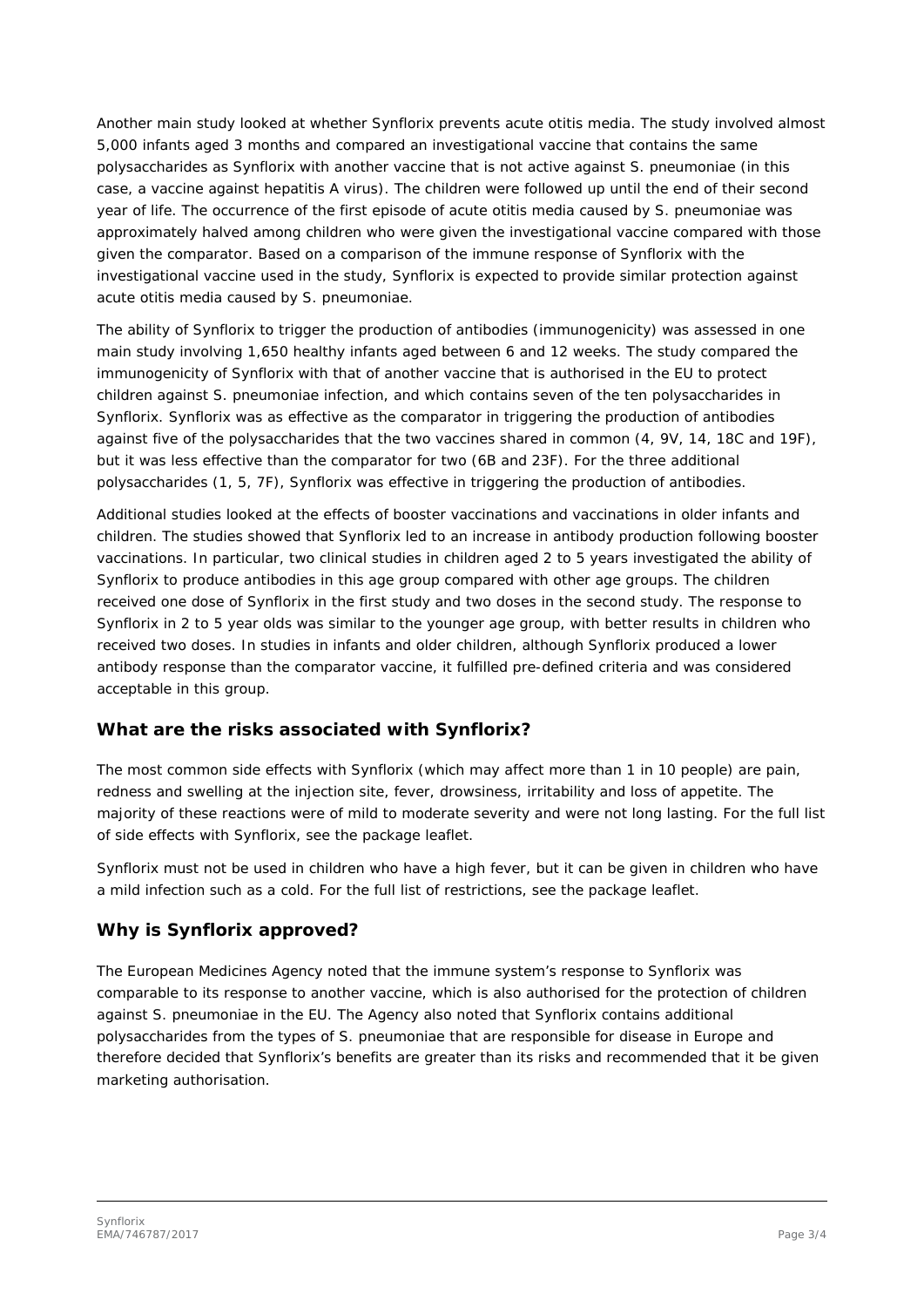Another main study looked at whether Synflorix prevents acute otitis media. The study involved almost 5,000 infants aged 3 months and compared an investigational vaccine that contains the same polysaccharides as Synflorix with another vaccine that is not active against S. pneumoniae (in this case, a vaccine against hepatitis A virus). The children were followed up until the end of their second year of life. The occurrence of the first episode of acute otitis media caused by S. pneumoniae was approximately halved among children who were given the investigational vaccine compared with those given the comparator. Based on a comparison of the immune response of Synflorix with the investigational vaccine used in the study, Synflorix is expected to provide similar protection against acute otitis media caused by S. pneumoniae.

The ability of Synflorix to trigger the production of antibodies (immunogenicity) was assessed in one main study involving 1,650 healthy infants aged between 6 and 12 weeks. The study compared the immunogenicity of Synflorix with that of another vaccine that is authorised in the EU to protect children against S. pneumoniae infection, and which contains seven of the ten polysaccharides in Synflorix. Synflorix was as effective as the comparator in triggering the production of antibodies against five of the polysaccharides that the two vaccines shared in common (4, 9V, 14, 18C and 19F), but it was less effective than the comparator for two (6B and 23F). For the three additional polysaccharides (1, 5, 7F), Synflorix was effective in triggering the production of antibodies.

Additional studies looked at the effects of booster vaccinations and vaccinations in older infants and children. The studies showed that Synflorix led to an increase in antibody production following booster vaccinations. In particular, two clinical studies in children aged 2 to 5 years investigated the ability of Synflorix to produce antibodies in this age group compared with other age groups. The children received one dose of Synflorix in the first study and two doses in the second study. The response to Synflorix in 2 to 5 year olds was similar to the younger age group, with better results in children who received two doses. In studies in infants and older children, although Synflorix produced a lower antibody response than the comparator vaccine, it fulfilled pre-defined criteria and was considered acceptable in this group.

## What are the risks associated with Synflorix?

The most common side effects with Synflorix (which may affect more than 1 in 10 people) are pain, redness and swelling at the injection site, fever, drowsiness, irritability and loss of appetite. The majority of these reactions were of mild to moderate severity and were not long lasting. For the full list of side effects with Synflorix, see the package leaflet.

Synflorix must not be used in children who have a high fever, but it can be given in children who have a mild infection such as a cold. For the full list of restrictions, see the package leaflet.

## Why is Synflorix approved?

The European Medicines Agency noted that the immune system's response to Synflorix was comparable to its response to another vaccine, which is also authorised for the protection of children against S. pneumoniae in the EU. The Agency also noted that Synflorix contains additional polysaccharides from the types of S. pneumoniae that are responsible for disease in Europe and therefore decided that Synflorix's benefits are greater than its risks and recommended that it be given marketing authorisation.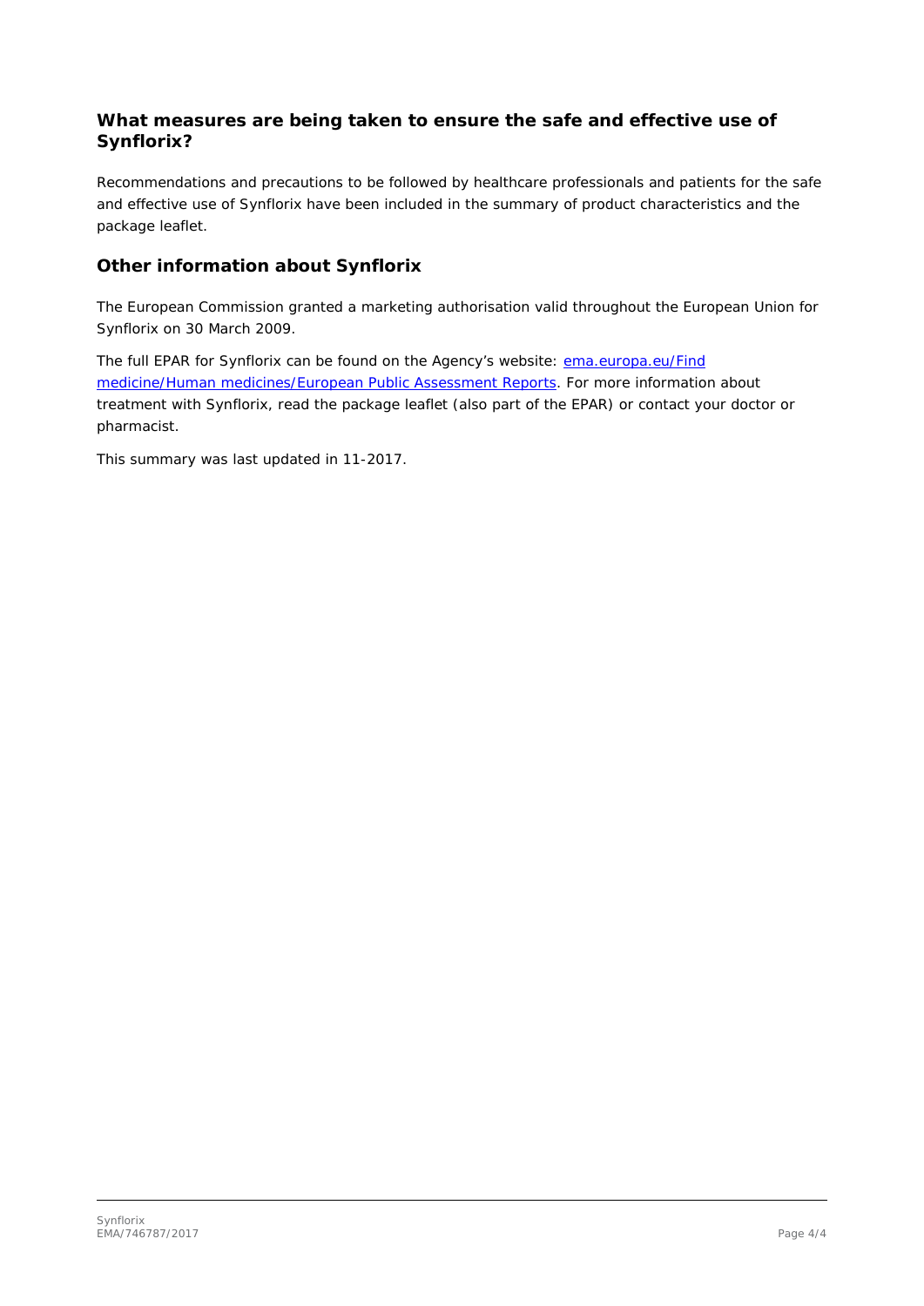## What measures are being taken to ensure the safe and effective use of Synflorix?

Recommendations and precautions to be followed by healthcare professionals and patients for the safe and effective use of Synflorix have been included in the summary of product characteristics and the package leaflet.

## Other information about Synflorix

The European Commission granted a marketing authorisation valid throughout the European Union for Synflorix on 30 March 2009.

The full EPAR for Synflorix can be found on the Agency's website: [ema.europa.eu/Find medicine/Human medicines/European Public Assessment Reports](ema.europa.eu/Find medicine/Human medicines/European Public Assessment Reports). For more information about treatment with Synflorix, read the package leaflet (also part of the EPAR) or contact your doctor or pharmacist.

This summary was last updated in 11-2017.